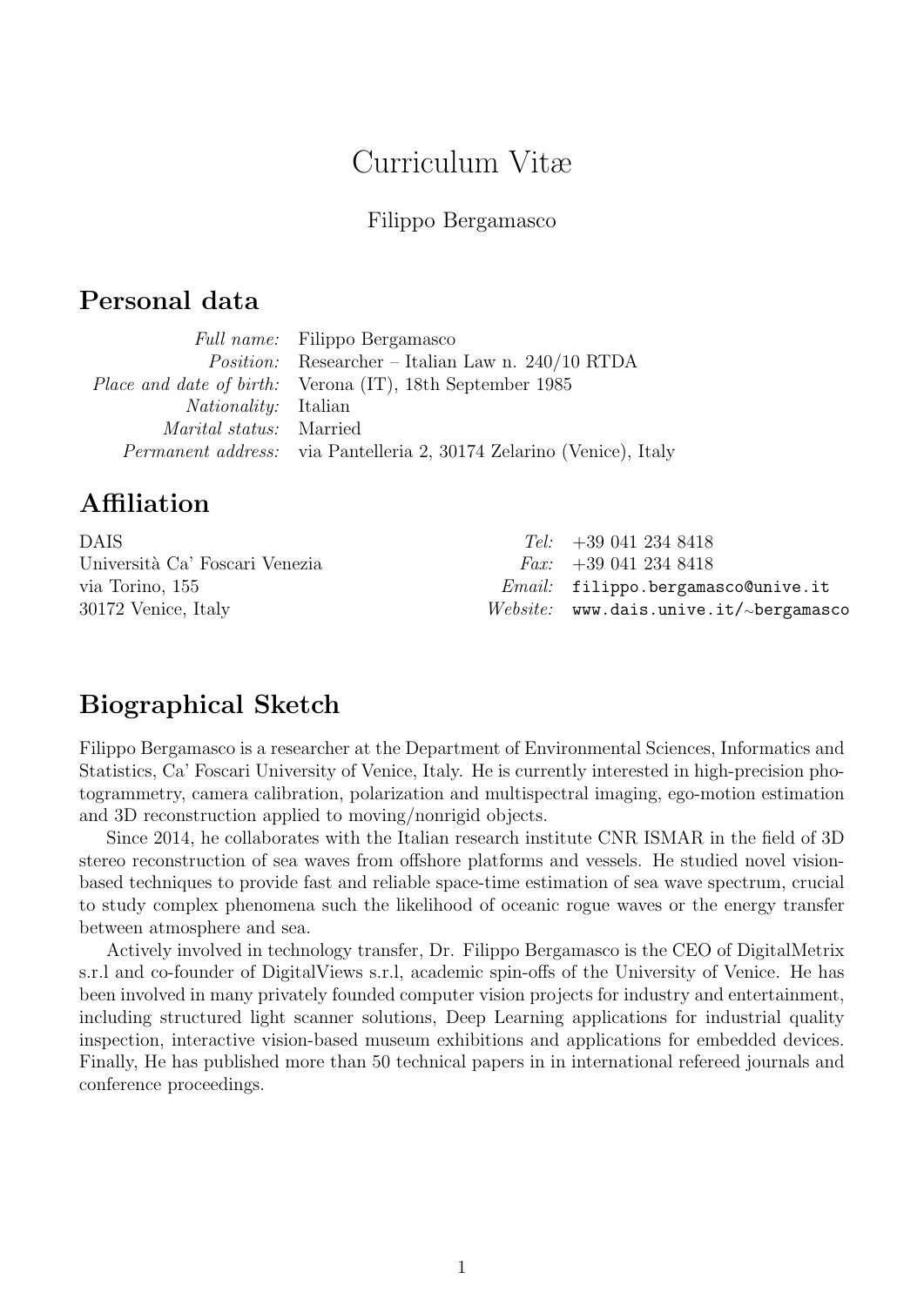# Curriculum Vitæ

Filippo Bergamasco

## Personal data

| | |
|---|---|
| *Full name:* | Filippo Bergamasco |
| *Position:* | Researcher – Italian Law n. 240/10 RTDA |
| *Place and date of birth:* | Verona (IT), 18th September 1985 |
| *Nationality:* | Italian |
| *Marital status:* | Married |
| *Permanent address:* | via Pantelleria 2, 30174 Zelarino (Venice), Italy |

## Affiliation

DAIS
Università Ca' Foscari Venezia
via Torino, 155
30172 Venice, Italy

*Tel:* +39 041 234 8418
*Fax:* +39 041 234 8418
*Email:* `filippo.bergamasco@unive.it`
*Website:* `www.dais.unive.it/~bergamasco`

## Biographical Sketch

Filippo Bergamasco is a researcher at the Department of Environmental Sciences, Informatics and Statistics, Ca' Foscari University of Venice, Italy. He is currently interested in high-precision photogrammetry, camera calibration, polarization and multispectral imaging, ego-motion estimation and 3D reconstruction applied to moving/nonrigid objects.

Since 2014, he collaborates with the Italian research institute CNR ISMAR in the field of 3D stereo reconstruction of sea waves from offshore platforms and vessels. He studied novel vision-based techniques to provide fast and reliable space-time estimation of sea wave spectrum, crucial to study complex phenomena such the likelihood of oceanic rogue waves or the energy transfer between atmosphere and sea.

Actively involved in technology transfer, Dr. Filippo Bergamasco is the CEO of DigitalMetrix s.r.l and co-founder of DigitalViews s.r.l, academic spin-offs of the University of Venice. He has been involved in many privately founded computer vision projects for industry and entertainment, including structured light scanner solutions, Deep Learning applications for industrial quality inspection, interactive vision-based museum exhibitions and applications for embedded devices. Finally, He has published more than 50 technical papers in in international refereed journals and conference proceedings.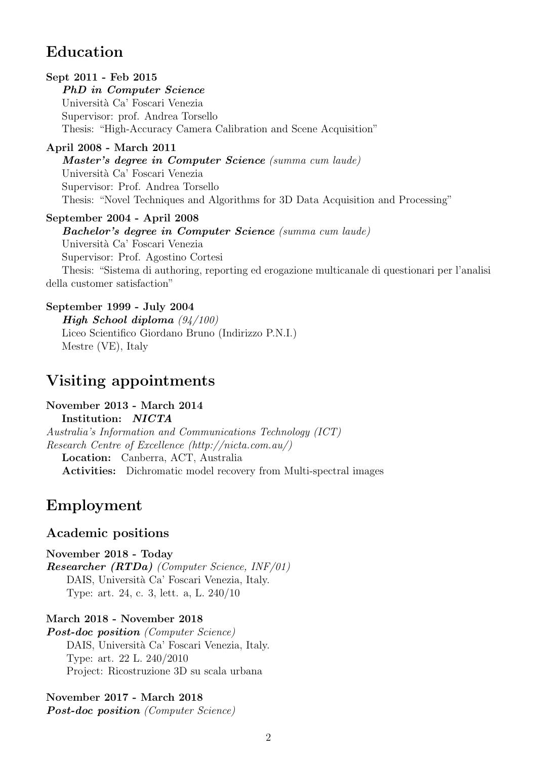# Education

**Sept 2011 - Feb 2015**
***PhD in Computer Science***
Università Ca' Foscari Venezia
Supervisor: prof. Andrea Torsello
Thesis: "High-Accuracy Camera Calibration and Scene Acquisition"

**April 2008 - March 2011**
***Master's degree in Computer Science*** *(summa cum laude)*
Università Ca' Foscari Venezia
Supervisor: Prof. Andrea Torsello
Thesis: "Novel Techniques and Algorithms for 3D Data Acquisition and Processing"

**September 2004 - April 2008**
***Bachelor's degree in Computer Science*** *(summa cum laude)*
Università Ca' Foscari Venezia
Supervisor: Prof. Agostino Cortesi
Thesis: "Sistema di authoring, reporting ed erogazione multicanale di questionari per l'analisi della customer satisfaction"

**September 1999 - July 2004**
***High School diploma*** *(94/100)*
Liceo Scientifico Giordano Bruno (Indirizzo P.N.I.)
Mestre (VE), Italy

# Visiting appointments

**November 2013 - March 2014**
**Institution:** ***NICTA***
*Australia's Information and Communications Technology (ICT) Research Centre of Excellence (http://nicta.com.au/)*
**Location:** Canberra, ACT, Australia
**Activities:** Dichromatic model recovery from Multi-spectral images

# Employment

## Academic positions

**November 2018 - Today**
***Researcher (RTDa)*** *(Computer Science, INF/01)*
DAIS, Università Ca' Foscari Venezia, Italy.
Type: art. 24, c. 3, lett. a, L. 240/10

**March 2018 - November 2018**
***Post-doc position*** *(Computer Science)*
DAIS, Università Ca' Foscari Venezia, Italy.
Type: art. 22 L. 240/2010
Project: Ricostruzione 3D su scala urbana

**November 2017 - March 2018**
***Post-doc position*** *(Computer Science)*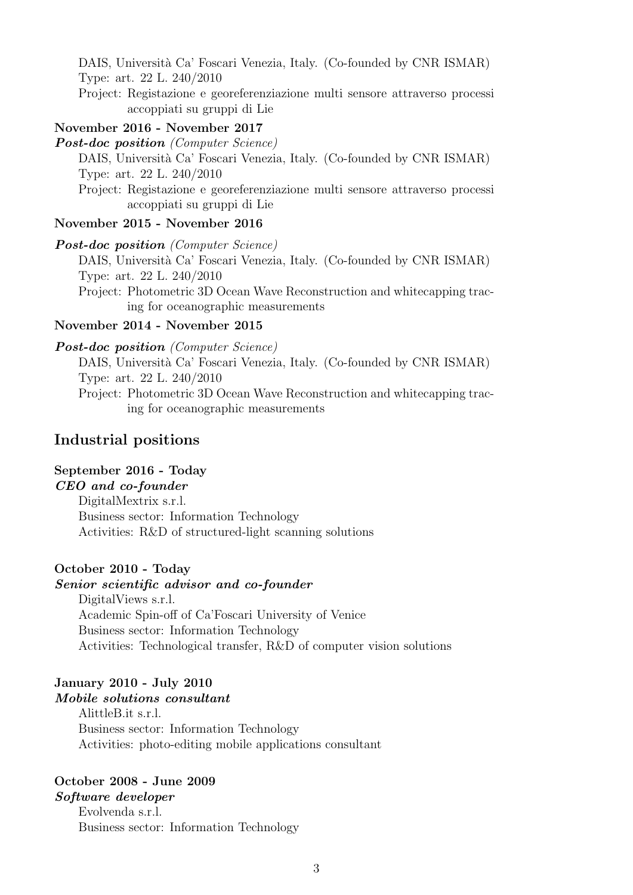DAIS, Università Ca' Foscari Venezia, Italy. (Co-founded by CNR ISMAR)
Type: art. 22 L. 240/2010
Project: Registazione e georeferenziazione multi sensore attraverso processi accoppiati su gruppi di Lie

**November 2016 - November 2017**

***Post-doc position*** *(Computer Science)*
DAIS, Università Ca' Foscari Venezia, Italy. (Co-founded by CNR ISMAR)
Type: art. 22 L. 240/2010
Project: Registazione e georeferenziazione multi sensore attraverso processi accoppiati su gruppi di Lie

**November 2015 - November 2016**

***Post-doc position*** *(Computer Science)*
DAIS, Università Ca' Foscari Venezia, Italy. (Co-founded by CNR ISMAR)
Type: art. 22 L. 240/2010
Project: Photometric 3D Ocean Wave Reconstruction and whitecapping tracing for oceanographic measurements

**November 2014 - November 2015**

***Post-doc position*** *(Computer Science)*
DAIS, Università Ca' Foscari Venezia, Italy. (Co-founded by CNR ISMAR)
Type: art. 22 L. 240/2010
Project: Photometric 3D Ocean Wave Reconstruction and whitecapping tracing for oceanographic measurements

## Industrial positions

**September 2016 - Today**

***CEO and co-founder***
DigitalMextrix s.r.l.
Business sector: Information Technology
Activities: R&D of structured-light scanning solutions

**October 2010 - Today**

***Senior scientific advisor and co-founder***
DigitalViews s.r.l.
Academic Spin-off of Ca'Foscari University of Venice
Business sector: Information Technology
Activities: Technological transfer, R&D of computer vision solutions

**January 2010 - July 2010**

***Mobile solutions consultant***
AlittleB.it s.r.l.
Business sector: Information Technology
Activities: photo-editing mobile applications consultant

**October 2008 - June 2009**

***Software developer***
Evolvenda s.r.l.
Business sector: Information Technology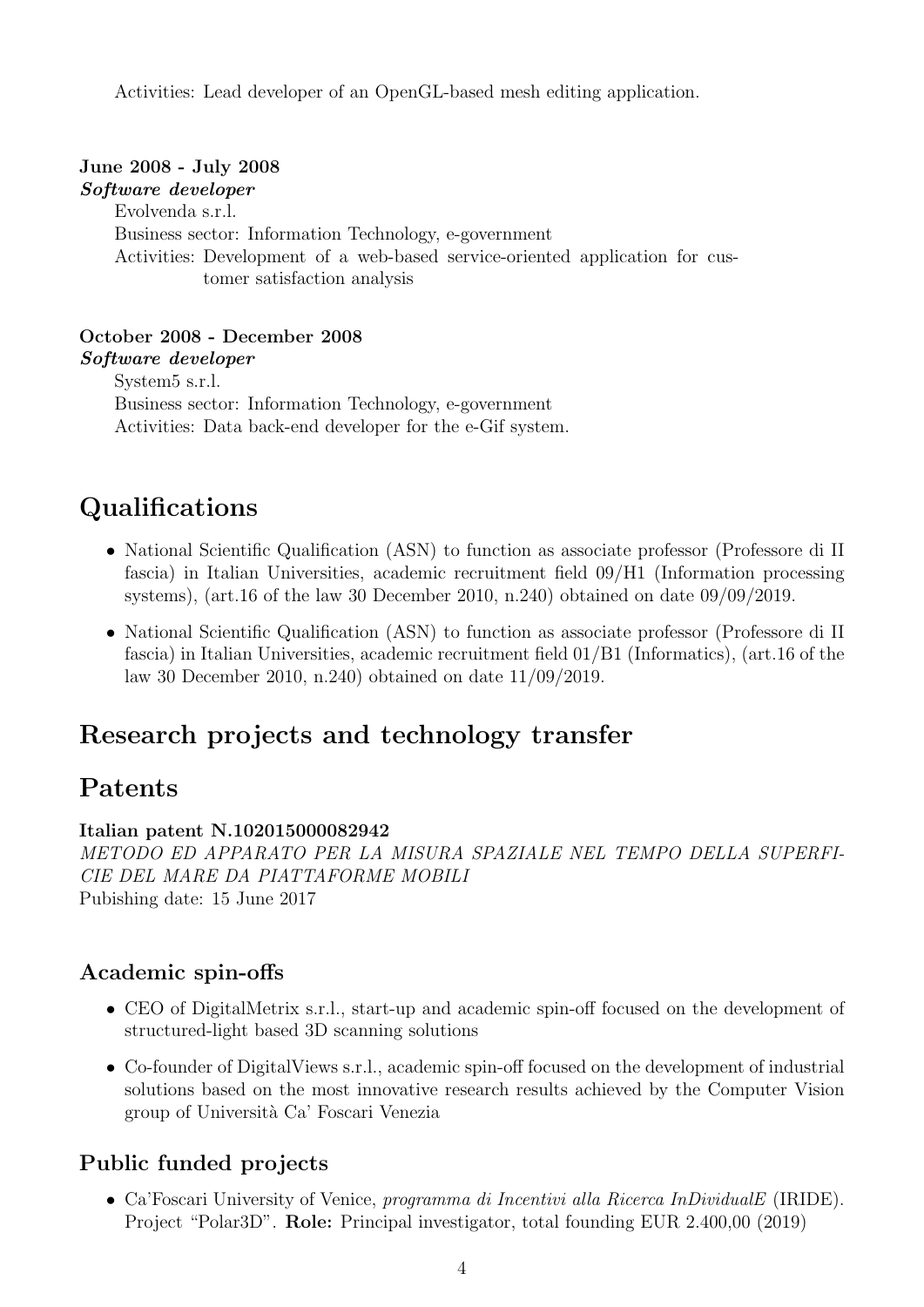Activities: Lead developer of an OpenGL-based mesh editing application.

**June 2008 - July 2008**
***Software developer***
Evolvenda s.r.l.
Business sector: Information Technology, e-government
Activities: Development of a web-based service-oriented application for customer satisfaction analysis

**October 2008 - December 2008**
***Software developer***
System5 s.r.l.
Business sector: Information Technology, e-government
Activities: Data back-end developer for the e-Gif system.

# Qualifications

- National Scientific Qualification (ASN) to function as associate professor (Professore di II fascia) in Italian Universities, academic recruitment field 09/H1 (Information processing systems), (art.16 of the law 30 December 2010, n.240) obtained on date 09/09/2019.
- National Scientific Qualification (ASN) to function as associate professor (Professore di II fascia) in Italian Universities, academic recruitment field 01/B1 (Informatics), (art.16 of the law 30 December 2010, n.240) obtained on date 11/09/2019.

# Research projects and technology transfer

# Patents

**Italian patent N.102015000082942**
*METODO ED APPARATO PER LA MISURA SPAZIALE NEL TEMPO DELLA SUPERFICIE DEL MARE DA PIATTAFORME MOBILI*
Pubishing date: 15 June 2017

## Academic spin-offs

- CEO of DigitalMetrix s.r.l., start-up and academic spin-off focused on the development of structured-light based 3D scanning solutions
- Co-founder of DigitalViews s.r.l., academic spin-off focused on the development of industrial solutions based on the most innovative research results achieved by the Computer Vision group of Università Ca' Foscari Venezia

## Public funded projects

- Ca'Foscari University of Venice, *programma di Incentivi alla Ricerca InDividualE* (IRIDE). Project "Polar3D". **Role:** Principal investigator, total founding EUR 2.400,00 (2019)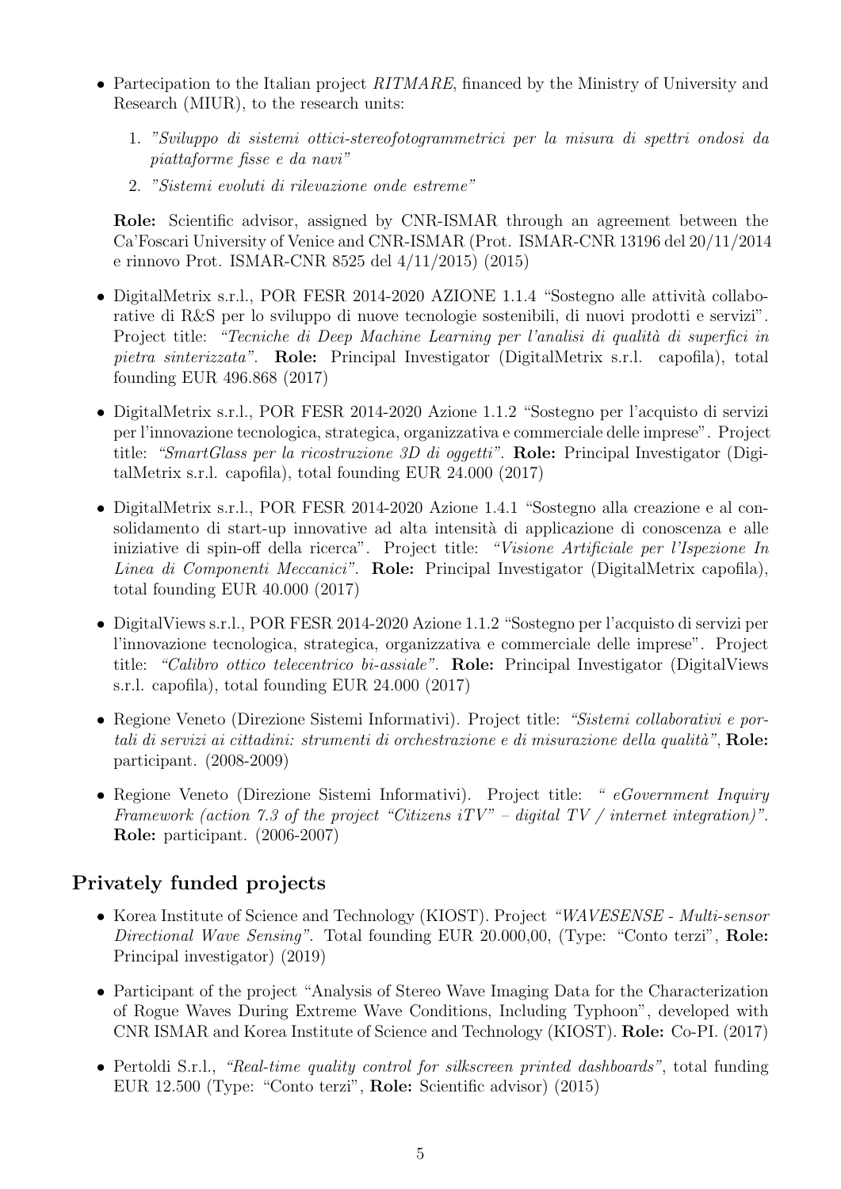- Partecipation to the Italian project *RITMARE*, financed by the Ministry of University and Research (MIUR), to the research units:

  1. *"Sviluppo di sistemi ottici-stereofotogrammetrici per la misura di spettri ondosi da piattaforme fisse e da navi"*
  2. *"Sistemi evoluti di rilevazione onde estreme"*

  **Role:** Scientific advisor, assigned by CNR-ISMAR through an agreement between the Ca'Foscari University of Venice and CNR-ISMAR (Prot. ISMAR-CNR 13196 del 20/11/2014 e rinnovo Prot. ISMAR-CNR 8525 del 4/11/2015) (2015)

- DigitalMetrix s.r.l., POR FESR 2014-2020 AZIONE 1.1.4 "Sostegno alle attività collaborative di R&S per lo sviluppo di nuove tecnologie sostenibili, di nuovi prodotti e servizi". Project title: *"Tecniche di Deep Machine Learning per l'analisi di qualità di superfici in pietra sinterizzata"*. **Role:** Principal Investigator (DigitalMetrix s.r.l. capofila), total founding EUR 496.868 (2017)

- DigitalMetrix s.r.l., POR FESR 2014-2020 Azione 1.1.2 "Sostegno per l'acquisto di servizi per l'innovazione tecnologica, strategica, organizzativa e commerciale delle imprese". Project title: *"SmartGlass per la ricostruzione 3D di oggetti"*. **Role:** Principal Investigator (DigitalMetrix s.r.l. capofila), total founding EUR 24.000 (2017)

- DigitalMetrix s.r.l., POR FESR 2014-2020 Azione 1.4.1 "Sostegno alla creazione e al consolidamento di start-up innovative ad alta intensità di applicazione di conoscenza e alle iniziative di spin-off della ricerca". Project title: *"Visione Artificiale per l'Ispezione In Linea di Componenti Meccanici"*. **Role:** Principal Investigator (DigitalMetrix capofila), total founding EUR 40.000 (2017)

- DigitalViews s.r.l., POR FESR 2014-2020 Azione 1.1.2 "Sostegno per l'acquisto di servizi per l'innovazione tecnologica, strategica, organizzativa e commerciale delle imprese". Project title: *"Calibro ottico telecentrico bi-assiale"*. **Role:** Principal Investigator (DigitalViews s.r.l. capofila), total founding EUR 24.000 (2017)

- Regione Veneto (Direzione Sistemi Informativi). Project title: *"Sistemi collaborativi e portali di servizi ai cittadini: strumenti di orchestrazione e di misurazione della qualità"*, **Role:** participant. (2008-2009)

- Regione Veneto (Direzione Sistemi Informativi). Project title: *" eGovernment Inquiry Framework (action 7.3 of the project "Citizens iTV" – digital TV / internet integration)"*. **Role:** participant. (2006-2007)

## Privately funded projects

- Korea Institute of Science and Technology (KIOST). Project *"WAVESENSE - Multi-sensor Directional Wave Sensing"*. Total founding EUR 20.000,00, (Type: "Conto terzi", **Role:** Principal investigator) (2019)

- Participant of the project "Analysis of Stereo Wave Imaging Data for the Characterization of Rogue Waves During Extreme Wave Conditions, Including Typhoon", developed with CNR ISMAR and Korea Institute of Science and Technology (KIOST). **Role:** Co-PI. (2017)

- Pertoldi S.r.l., *"Real-time quality control for silkscreen printed dashboards"*, total funding EUR 12.500 (Type: "Conto terzi", **Role:** Scientific advisor) (2015)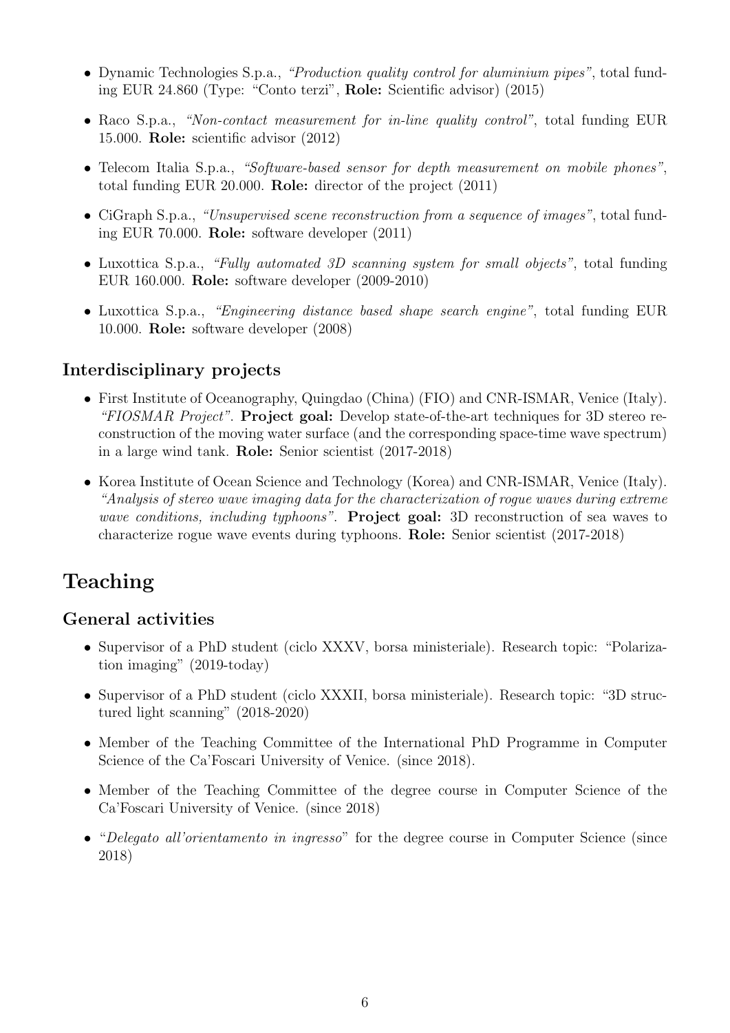- Dynamic Technologies S.p.a., *"Production quality control for aluminium pipes"*, total funding EUR 24.860 (Type: "Conto terzi", **Role:** Scientific advisor) (2015)
- Raco S.p.a., *"Non-contact measurement for in-line quality control"*, total funding EUR 15.000. **Role:** scientific advisor (2012)
- Telecom Italia S.p.a., *"Software-based sensor for depth measurement on mobile phones"*, total funding EUR 20.000. **Role:** director of the project (2011)
- CiGraph S.p.a., *"Unsupervised scene reconstruction from a sequence of images"*, total funding EUR 70.000. **Role:** software developer (2011)
- Luxottica S.p.a., *"Fully automated 3D scanning system for small objects"*, total funding EUR 160.000. **Role:** software developer (2009-2010)
- Luxottica S.p.a., *"Engineering distance based shape search engine"*, total funding EUR 10.000. **Role:** software developer (2008)

## Interdisciplinary projects

- First Institute of Oceanography, Quingdao (China) (FIO) and CNR-ISMAR, Venice (Italy). *"FIOSMAR Project"*. **Project goal:** Develop state-of-the-art techniques for 3D stereo reconstruction of the moving water surface (and the corresponding space-time wave spectrum) in a large wind tank. **Role:** Senior scientist (2017-2018)
- Korea Institute of Ocean Science and Technology (Korea) and CNR-ISMAR, Venice (Italy). *"Analysis of stereo wave imaging data for the characterization of rogue waves during extreme wave conditions, including typhoons"*. **Project goal:** 3D reconstruction of sea waves to characterize rogue wave events during typhoons. **Role:** Senior scientist (2017-2018)

# Teaching

## General activities

- Supervisor of a PhD student (ciclo XXXV, borsa ministeriale). Research topic: "Polarization imaging" (2019-today)
- Supervisor of a PhD student (ciclo XXXII, borsa ministeriale). Research topic: "3D structured light scanning" (2018-2020)
- Member of the Teaching Committee of the International PhD Programme in Computer Science of the Ca'Foscari University of Venice. (since 2018).
- Member of the Teaching Committee of the degree course in Computer Science of the Ca'Foscari University of Venice. (since 2018)
- "*Delegato all'orientamento in ingresso*" for the degree course in Computer Science (since 2018)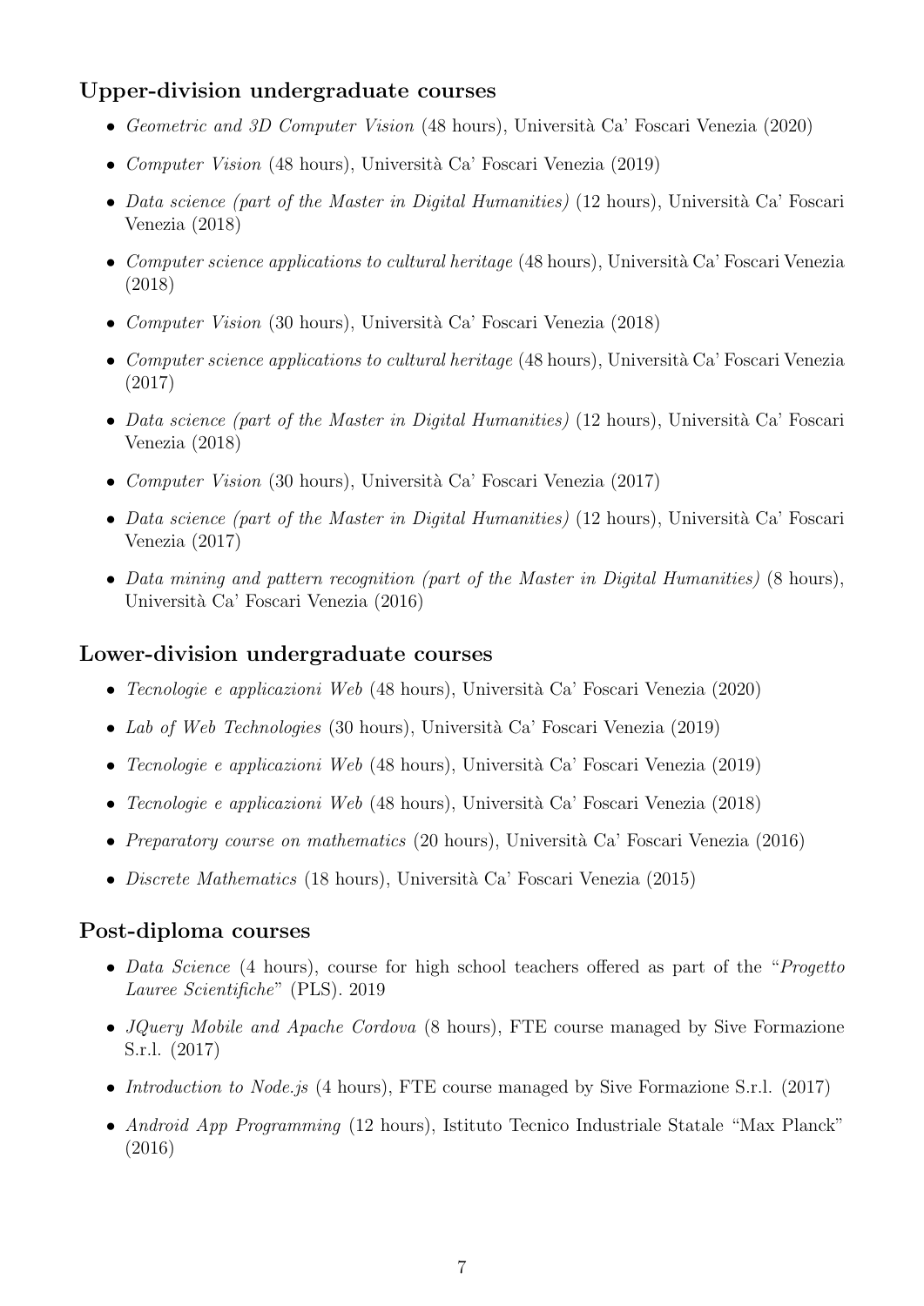### Upper-division undergraduate courses

- *Geometric and 3D Computer Vision* (48 hours), Università Ca' Foscari Venezia (2020)
- *Computer Vision* (48 hours), Università Ca' Foscari Venezia (2019)
- *Data science (part of the Master in Digital Humanities)* (12 hours), Università Ca' Foscari Venezia (2018)
- *Computer science applications to cultural heritage* (48 hours), Università Ca' Foscari Venezia (2018)
- *Computer Vision* (30 hours), Università Ca' Foscari Venezia (2018)
- *Computer science applications to cultural heritage* (48 hours), Università Ca' Foscari Venezia (2017)
- *Data science (part of the Master in Digital Humanities)* (12 hours), Università Ca' Foscari Venezia (2018)
- *Computer Vision* (30 hours), Università Ca' Foscari Venezia (2017)
- *Data science (part of the Master in Digital Humanities)* (12 hours), Università Ca' Foscari Venezia (2017)
- *Data mining and pattern recognition (part of the Master in Digital Humanities)* (8 hours), Università Ca' Foscari Venezia (2016)

### Lower-division undergraduate courses

- *Tecnologie e applicazioni Web* (48 hours), Università Ca' Foscari Venezia (2020)
- *Lab of Web Technologies* (30 hours), Università Ca' Foscari Venezia (2019)
- *Tecnologie e applicazioni Web* (48 hours), Università Ca' Foscari Venezia (2019)
- *Tecnologie e applicazioni Web* (48 hours), Università Ca' Foscari Venezia (2018)
- *Preparatory course on mathematics* (20 hours), Università Ca' Foscari Venezia (2016)
- *Discrete Mathematics* (18 hours), Università Ca' Foscari Venezia (2015)

### Post-diploma courses

- *Data Science* (4 hours), course for high school teachers offered as part of the "*Progetto Lauree Scientifiche*" (PLS). 2019
- *JQuery Mobile and Apache Cordova* (8 hours), FTE course managed by Sive Formazione S.r.l. (2017)
- *Introduction to Node.js* (4 hours), FTE course managed by Sive Formazione S.r.l. (2017)
- *Android App Programming* (12 hours), Istituto Tecnico Industriale Statale "Max Planck" (2016)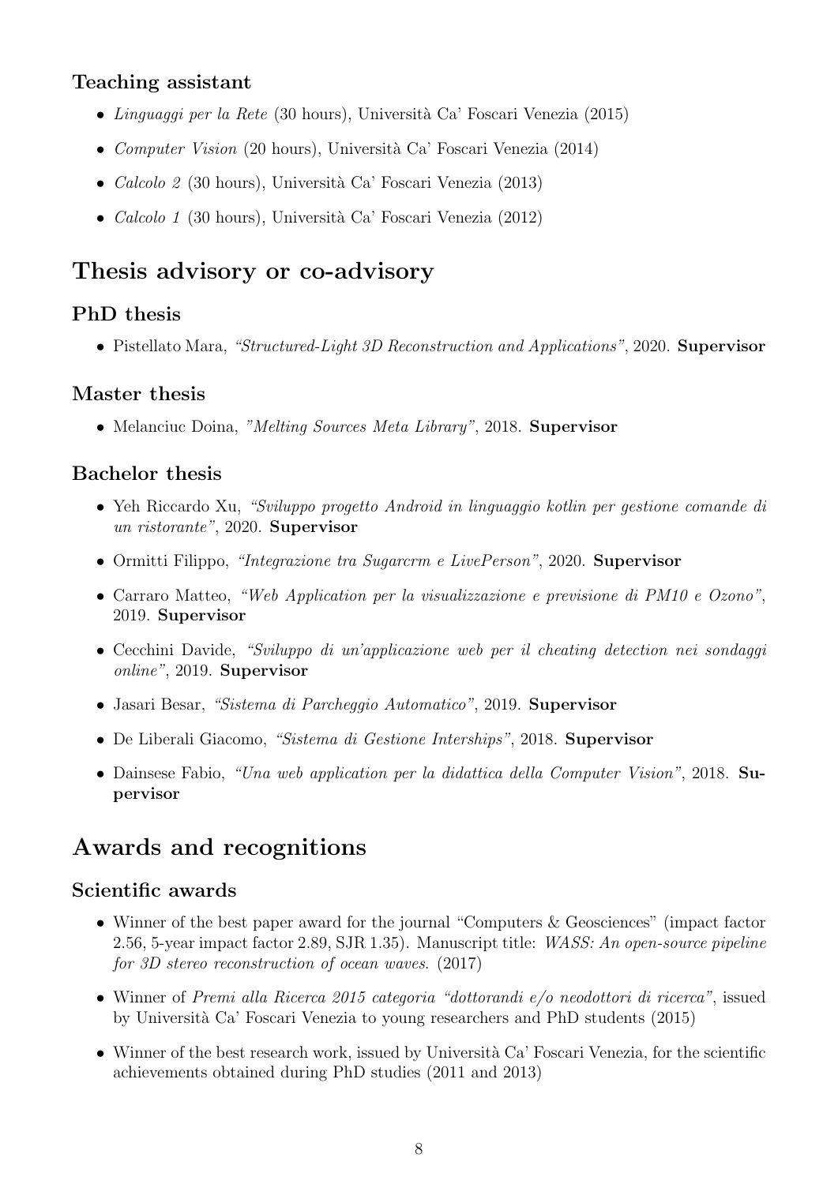### Teaching assistant

- *Linguaggi per la Rete* (30 hours), Università Ca' Foscari Venezia (2015)
- *Computer Vision* (20 hours), Università Ca' Foscari Venezia (2014)
- *Calcolo 2* (30 hours), Università Ca' Foscari Venezia (2013)
- *Calcolo 1* (30 hours), Università Ca' Foscari Venezia (2012)

## Thesis advisory or co-advisory

### PhD thesis

- Pistellato Mara, *"Structured-Light 3D Reconstruction and Applications"*, 2020. **Supervisor**

### Master thesis

- Melanciuc Doina, *"Melting Sources Meta Library"*, 2018. **Supervisor**

### Bachelor thesis

- Yeh Riccardo Xu, *"Sviluppo progetto Android in linguaggio kotlin per gestione comande di un ristorante"*, 2020. **Supervisor**
- Ormitti Filippo, *"Integrazione tra Sugarcrm e LivePerson"*, 2020. **Supervisor**
- Carraro Matteo, *"Web Application per la visualizzazione e previsione di PM10 e Ozono"*, 2019. **Supervisor**
- Cecchini Davide, *"Sviluppo di un'applicazione web per il cheating detection nei sondaggi online"*, 2019. **Supervisor**
- Jasari Besar, *"Sistema di Parcheggio Automatico"*, 2019. **Supervisor**
- De Liberali Giacomo, *"Sistema di Gestione Interships"*, 2018. **Supervisor**
- Dainsese Fabio, *"Una web application per la didattica della Computer Vision"*, 2018. **Supervisor**

## Awards and recognitions

### Scientific awards

- Winner of the best paper award for the journal "Computers & Geosciences" (impact factor 2.56, 5-year impact factor 2.89, SJR 1.35). Manuscript title: *WASS: An open-source pipeline for 3D stereo reconstruction of ocean waves.* (2017)
- Winner of *Premi alla Ricerca 2015 categoria "dottorandi e/o neodottori di ricerca"*, issued by Università Ca' Foscari Venezia to young researchers and PhD students (2015)
- Winner of the best research work, issued by Università Ca' Foscari Venezia, for the scientific achievements obtained during PhD studies (2011 and 2013)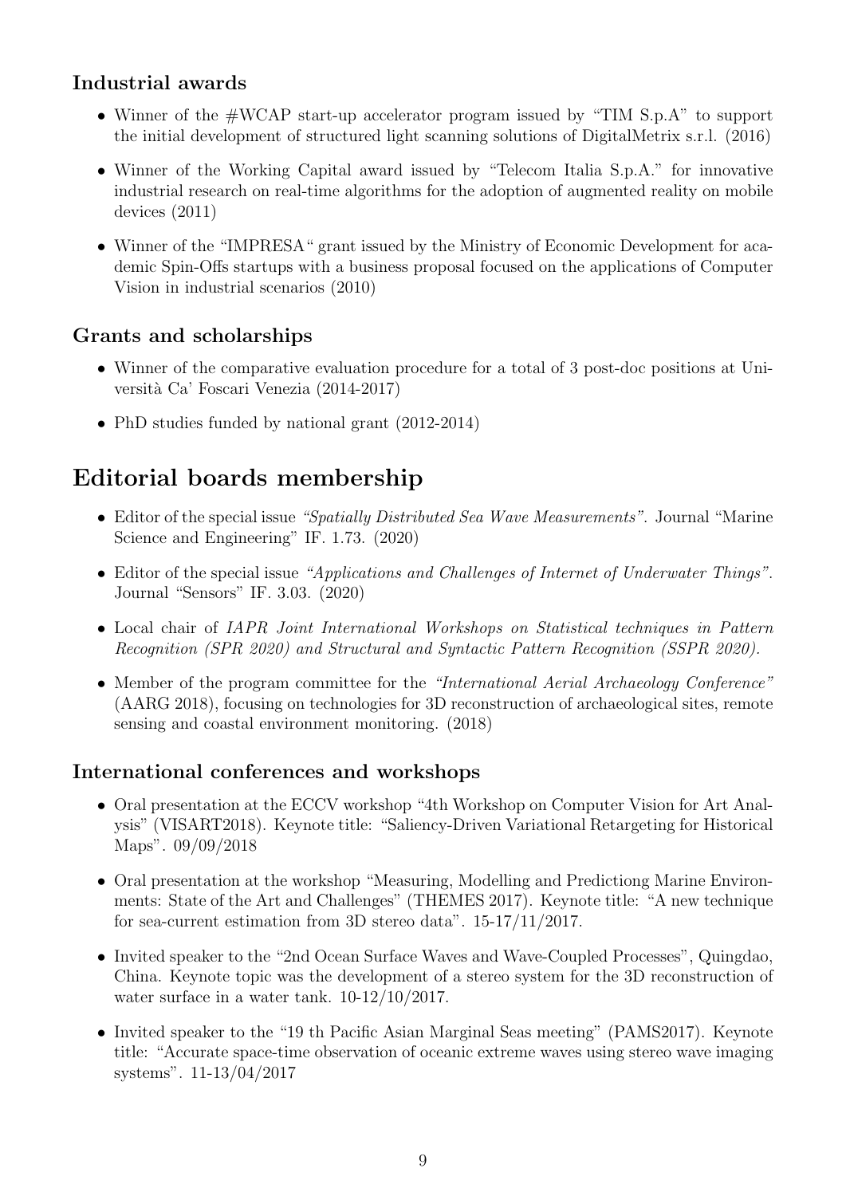### Industrial awards

- Winner of the #WCAP start-up accelerator program issued by "TIM S.p.A" to support the initial development of structured light scanning solutions of DigitalMetrix s.r.l. (2016)
- Winner of the Working Capital award issued by "Telecom Italia S.p.A." for innovative industrial research on real-time algorithms for the adoption of augmented reality on mobile devices (2011)
- Winner of the "IMPRESA" grant issued by the Ministry of Economic Development for academic Spin-Offs startups with a business proposal focused on the applications of Computer Vision in industrial scenarios (2010)

### Grants and scholarships

- Winner of the comparative evaluation procedure for a total of 3 post-doc positions at Università Ca' Foscari Venezia (2014-2017)
- PhD studies funded by national grant (2012-2014)

## Editorial boards membership

- Editor of the special issue *"Spatially Distributed Sea Wave Measurements"*. Journal "Marine Science and Engineering" IF. 1.73. (2020)
- Editor of the special issue *"Applications and Challenges of Internet of Underwater Things"*. Journal "Sensors" IF. 3.03. (2020)
- Local chair of *IAPR Joint International Workshops on Statistical techniques in Pattern Recognition (SPR 2020) and Structural and Syntactic Pattern Recognition (SSPR 2020).*
- Member of the program committee for the *"International Aerial Archaeology Conference"* (AARG 2018), focusing on technologies for 3D reconstruction of archaeological sites, remote sensing and coastal environment monitoring. (2018)

### International conferences and workshops

- Oral presentation at the ECCV workshop "4th Workshop on Computer Vision for Art Analysis" (VISART2018). Keynote title: "Saliency-Driven Variational Retargeting for Historical Maps". 09/09/2018
- Oral presentation at the workshop "Measuring, Modelling and Predictiong Marine Environments: State of the Art and Challenges" (THEMES 2017). Keynote title: "A new technique for sea-current estimation from 3D stereo data". 15-17/11/2017.
- Invited speaker to the "2nd Ocean Surface Waves and Wave-Coupled Processes", Quingdao, China. Keynote topic was the development of a stereo system for the 3D reconstruction of water surface in a water tank. 10-12/10/2017.
- Invited speaker to the "19 th Pacific Asian Marginal Seas meeting" (PAMS2017). Keynote title: "Accurate space-time observation of oceanic extreme waves using stereo wave imaging systems". 11-13/04/2017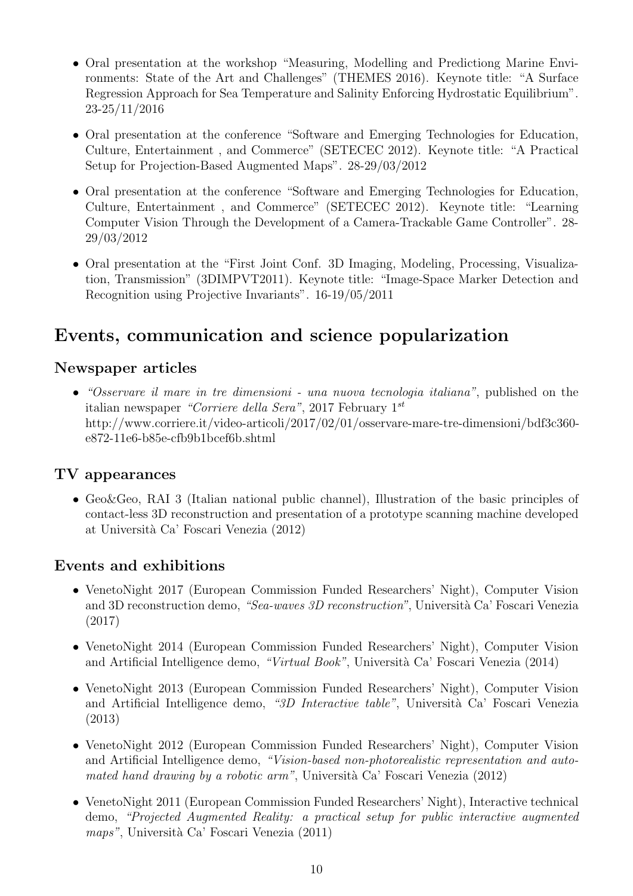- Oral presentation at the workshop "Measuring, Modelling and Predictiong Marine Environments: State of the Art and Challenges" (THEMES 2016). Keynote title: "A Surface Regression Approach for Sea Temperature and Salinity Enforcing Hydrostatic Equilibrium". 23-25/11/2016
- Oral presentation at the conference "Software and Emerging Technologies for Education, Culture, Entertainment , and Commerce" (SETECEC 2012). Keynote title: "A Practical Setup for Projection-Based Augmented Maps". 28-29/03/2012
- Oral presentation at the conference "Software and Emerging Technologies for Education, Culture, Entertainment , and Commerce" (SETECEC 2012). Keynote title: "Learning Computer Vision Through the Development of a Camera-Trackable Game Controller". 28-29/03/2012
- Oral presentation at the "First Joint Conf. 3D Imaging, Modeling, Processing, Visualization, Transmission" (3DIMPVT2011). Keynote title: "Image-Space Marker Detection and Recognition using Projective Invariants". 16-19/05/2011

## Events, communication and science popularization

### Newspaper articles

- *"Osservare il mare in tre dimensioni - una nuova tecnologia italiana"*, published on the italian newspaper *"Corriere della Sera"*, 2017 February 1$^{st}$
  http://www.corriere.it/video-articoli/2017/02/01/osservare-mare-tre-dimensioni/bdf3c360-e872-11e6-b85e-cfb9b1bcef6b.shtml

### TV appearances

- Geo&Geo, RAI 3 (Italian national public channel), Illustration of the basic principles of contact-less 3D reconstruction and presentation of a prototype scanning machine developed at Università Ca' Foscari Venezia (2012)

### Events and exhibitions

- VenetoNight 2017 (European Commission Funded Researchers' Night), Computer Vision and 3D reconstruction demo, *"Sea-waves 3D reconstruction"*, Università Ca' Foscari Venezia (2017)
- VenetoNight 2014 (European Commission Funded Researchers' Night), Computer Vision and Artificial Intelligence demo, *"Virtual Book"*, Università Ca' Foscari Venezia (2014)
- VenetoNight 2013 (European Commission Funded Researchers' Night), Computer Vision and Artificial Intelligence demo, *"3D Interactive table"*, Università Ca' Foscari Venezia (2013)
- VenetoNight 2012 (European Commission Funded Researchers' Night), Computer Vision and Artificial Intelligence demo, *"Vision-based non-photorealistic representation and automated hand drawing by a robotic arm"*, Università Ca' Foscari Venezia (2012)
- VenetoNight 2011 (European Commission Funded Researchers' Night), Interactive technical demo, *"Projected Augmented Reality: a practical setup for public interactive augmented maps"*, Università Ca' Foscari Venezia (2011)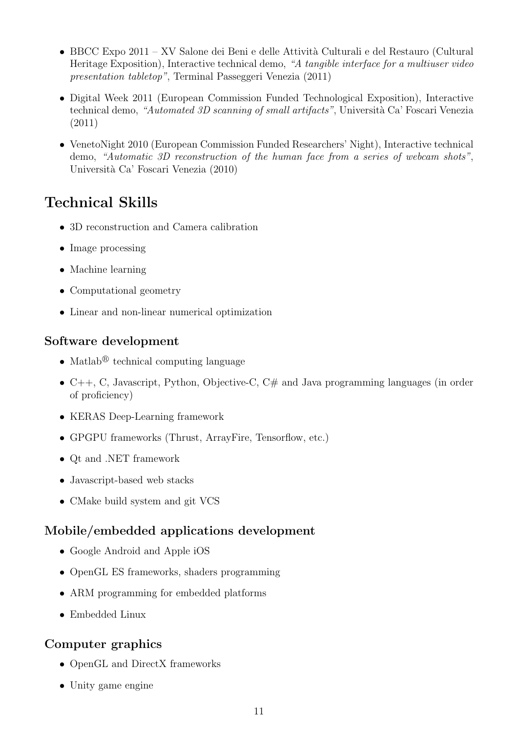- BBCC Expo 2011 – XV Salone dei Beni e delle Attività Culturali e del Restauro (Cultural Heritage Exposition), Interactive technical demo, *"A tangible interface for a multiuser video presentation tabletop"*, Terminal Passeggeri Venezia (2011)
- Digital Week 2011 (European Commission Funded Technological Exposition), Interactive technical demo, *"Automated 3D scanning of small artifacts"*, Università Ca' Foscari Venezia (2011)
- VenetoNight 2010 (European Commission Funded Researchers' Night), Interactive technical demo, *"Automatic 3D reconstruction of the human face from a series of webcam shots"*, Università Ca' Foscari Venezia (2010)

# Technical Skills

- 3D reconstruction and Camera calibration
- Image processing
- Machine learning
- Computational geometry
- Linear and non-linear numerical optimization

## Software development

- Matlab® technical computing language
- C++, C, Javascript, Python, Objective-C, C# and Java programming languages (in order of proficiency)
- KERAS Deep-Learning framework
- GPGPU frameworks (Thrust, ArrayFire, Tensorflow, etc.)
- Qt and .NET framework
- Javascript-based web stacks
- CMake build system and git VCS

## Mobile/embedded applications development

- Google Android and Apple iOS
- OpenGL ES frameworks, shaders programming
- ARM programming for embedded platforms
- Embedded Linux

## Computer graphics

- OpenGL and DirectX frameworks
- Unity game engine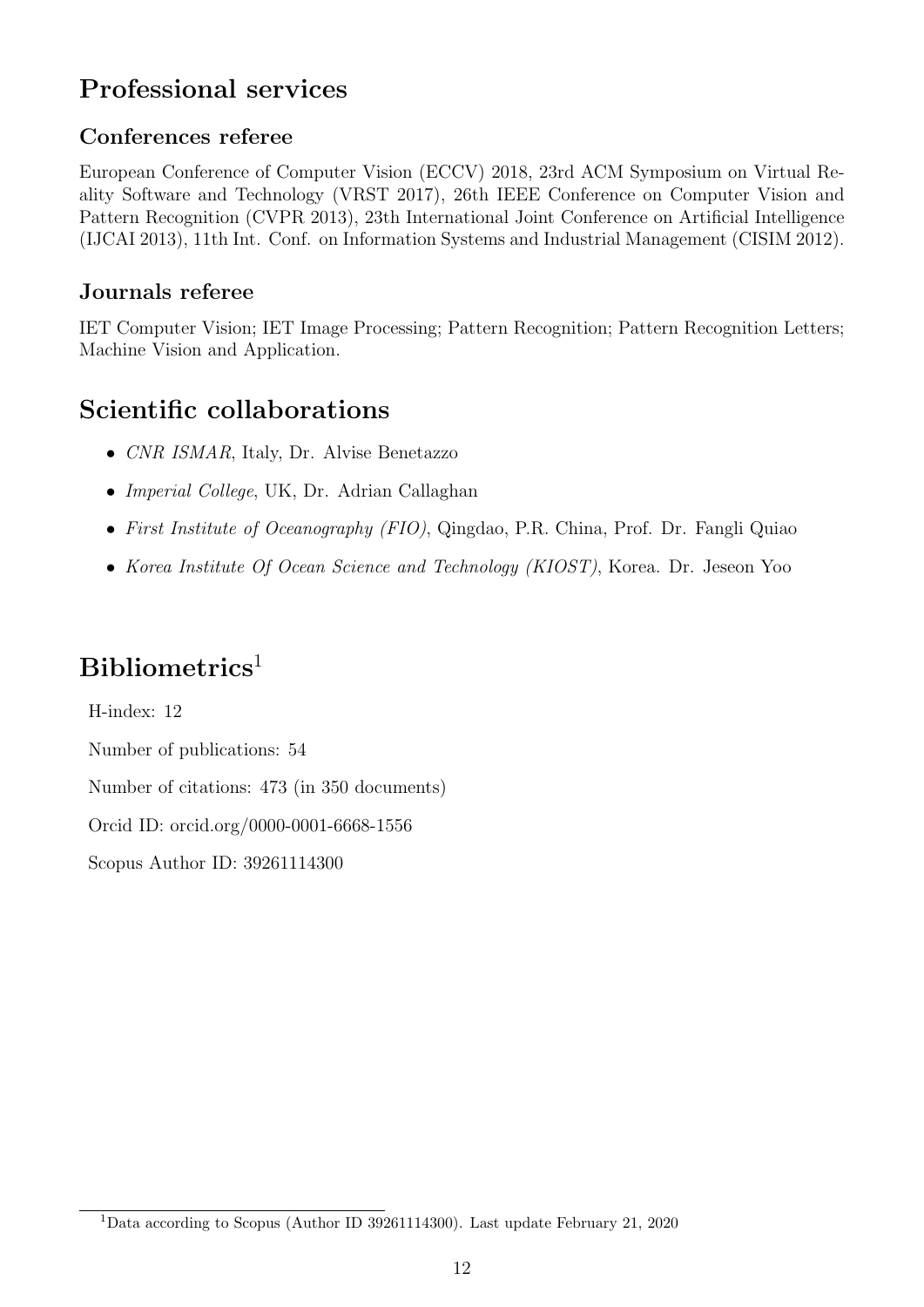# Professional services

## Conferences referee

European Conference of Computer Vision (ECCV) 2018, 23rd ACM Symposium on Virtual Reality Software and Technology (VRST 2017), 26th IEEE Conference on Computer Vision and Pattern Recognition (CVPR 2013), 23th International Joint Conference on Artificial Intelligence (IJCAI 2013), 11th Int. Conf. on Information Systems and Industrial Management (CISIM 2012).

## Journals referee

IET Computer Vision; IET Image Processing; Pattern Recognition; Pattern Recognition Letters; Machine Vision and Application.

# Scientific collaborations

- *CNR ISMAR*, Italy, Dr. Alvise Benetazzo
- *Imperial College*, UK, Dr. Adrian Callaghan
- *First Institute of Oceanography (FIO)*, Qingdao, P.R. China, Prof. Dr. Fangli Quiao
- *Korea Institute Of Ocean Science and Technology (KIOST)*, Korea. Dr. Jeseon Yoo

# Bibliometrics[1]

H-index: 12

Number of publications: 54

Number of citations: 473 (in 350 documents)

Orcid ID: orcid.org/0000-0001-6668-1556

Scopus Author ID: 39261114300

[1] Data according to Scopus (Author ID 39261114300). Last update February 21, 2020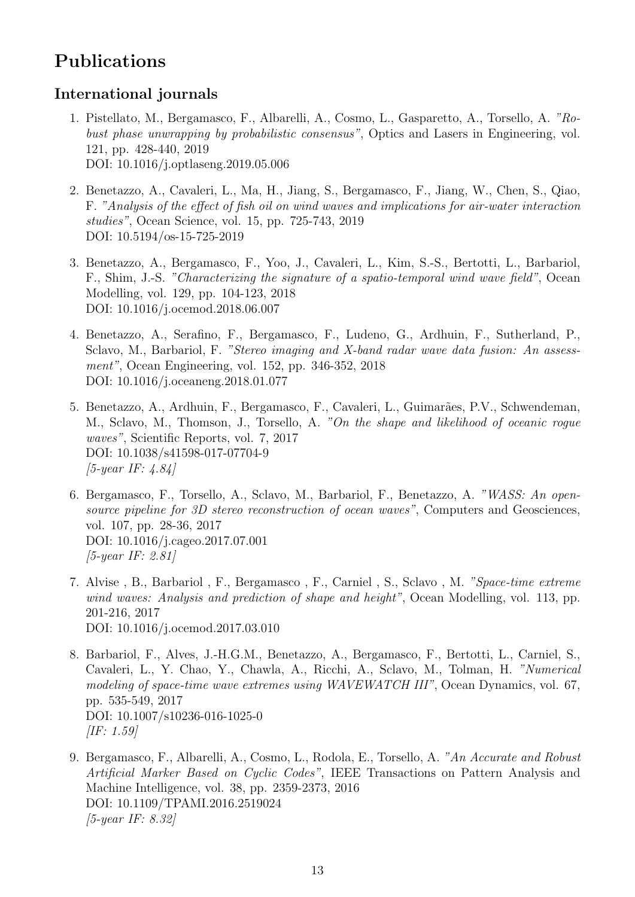# Publications

## International journals

1. Pistellato, M., Bergamasco, F., Albarelli, A., Cosmo, L., Gasparetto, A., Torsello, A. *"Robust phase unwrapping by probabilistic consensus"*, Optics and Lasers in Engineering, vol. 121, pp. 428-440, 2019
   DOI: 10.1016/j.optlaseng.2019.05.006

2. Benetazzo, A., Cavaleri, L., Ma, H., Jiang, S., Bergamasco, F., Jiang, W., Chen, S., Qiao, F. *"Analysis of the effect of fish oil on wind waves and implications for air-water interaction studies"*, Ocean Science, vol. 15, pp. 725-743, 2019
   DOI: 10.5194/os-15-725-2019

3. Benetazzo, A., Bergamasco, F., Yoo, J., Cavaleri, L., Kim, S.-S., Bertotti, L., Barbariol, F., Shim, J.-S. *"Characterizing the signature of a spatio-temporal wind wave field"*, Ocean Modelling, vol. 129, pp. 104-123, 2018
   DOI: 10.1016/j.ocemod.2018.06.007

4. Benetazzo, A., Serafino, F., Bergamasco, F., Ludeno, G., Ardhuin, F., Sutherland, P., Sclavo, M., Barbariol, F. *"Stereo imaging and X-band radar wave data fusion: An assessment"*, Ocean Engineering, vol. 152, pp. 346-352, 2018
   DOI: 10.1016/j.oceaneng.2018.01.077

5. Benetazzo, A., Ardhuin, F., Bergamasco, F., Cavaleri, L., Guimarães, P.V., Schwendeman, M., Sclavo, M., Thomson, J., Torsello, A. *"On the shape and likelihood of oceanic rogue waves"*, Scientific Reports, vol. 7, 2017
   DOI: 10.1038/s41598-017-07704-9
   *[5-year IF: 4.84]*

6. Bergamasco, F., Torsello, A., Sclavo, M., Barbariol, F., Benetazzo, A. *"WASS: An open-source pipeline for 3D stereo reconstruction of ocean waves"*, Computers and Geosciences, vol. 107, pp. 28-36, 2017
   DOI: 10.1016/j.cageo.2017.07.001
   *[5-year IF: 2.81]*

7. Alvise , B., Barbariol , F., Bergamasco , F., Carniel , S., Sclavo , M. *"Space-time extreme wind waves: Analysis and prediction of shape and height"*, Ocean Modelling, vol. 113, pp. 201-216, 2017
   DOI: 10.1016/j.ocemod.2017.03.010

8. Barbariol, F., Alves, J.-H.G.M., Benetazzo, A., Bergamasco, F., Bertotti, L., Carniel, S., Cavaleri, L., Y. Chao, Y., Chawla, A., Ricchi, A., Sclavo, M., Tolman, H. *"Numerical modeling of space-time wave extremes using WAVEWATCH III"*, Ocean Dynamics, vol. 67, pp. 535-549, 2017
   DOI: 10.1007/s10236-016-1025-0
   *[IF: 1.59]*

9. Bergamasco, F., Albarelli, A., Cosmo, L., Rodola, E., Torsello, A. *"An Accurate and Robust Artificial Marker Based on Cyclic Codes"*, IEEE Transactions on Pattern Analysis and Machine Intelligence, vol. 38, pp. 2359-2373, 2016
   DOI: 10.1109/TPAMI.2016.2519024
   *[5-year IF: 8.32]*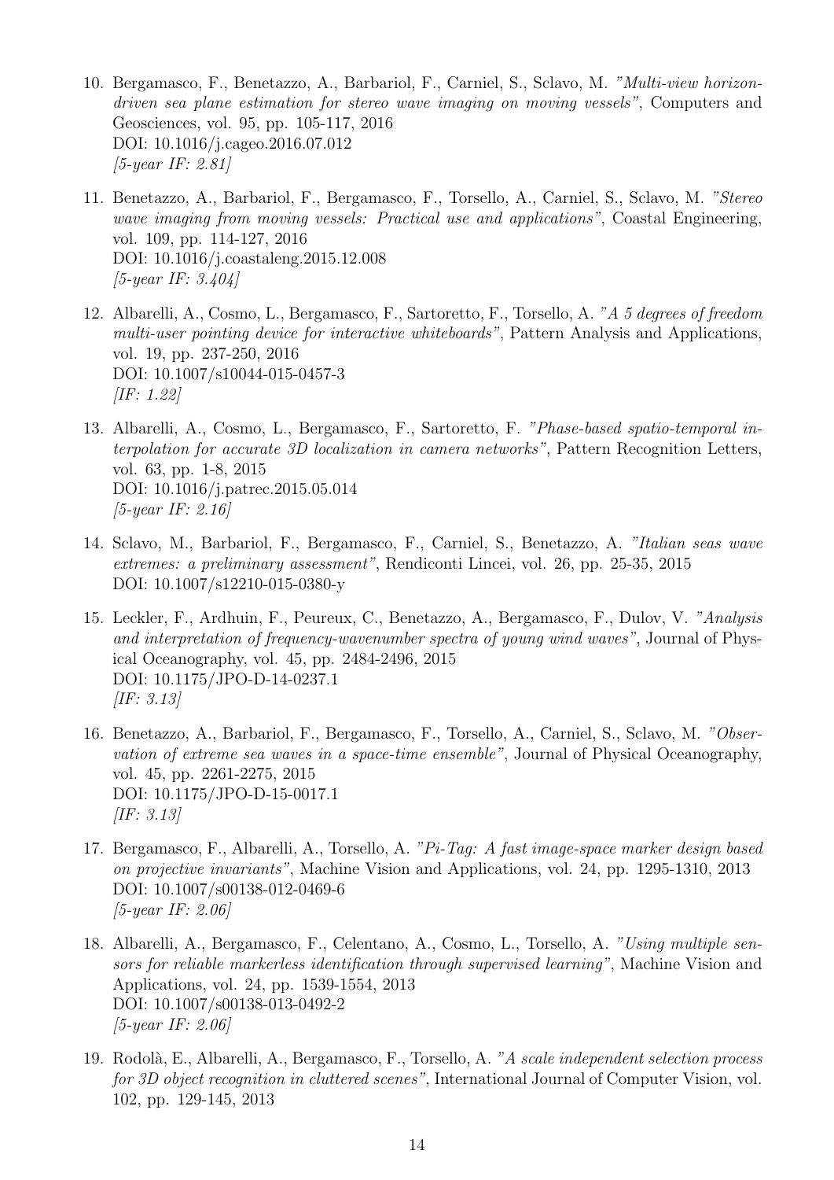10. Bergamasco, F., Benetazzo, A., Barbariol, F., Carniel, S., Sclavo, M. *"Multi-view horizon-driven sea plane estimation for stereo wave imaging on moving vessels"*, Computers and Geosciences, vol. 95, pp. 105-117, 2016
    DOI: 10.1016/j.cageo.2016.07.012
    *[5-year IF: 2.81]*

11. Benetazzo, A., Barbariol, F., Bergamasco, F., Torsello, A., Carniel, S., Sclavo, M. *"Stereo wave imaging from moving vessels: Practical use and applications"*, Coastal Engineering, vol. 109, pp. 114-127, 2016
    DOI: 10.1016/j.coastaleng.2015.12.008
    *[5-year IF: 3.404]*

12. Albarelli, A., Cosmo, L., Bergamasco, F., Sartoretto, F., Torsello, A. *"A 5 degrees of freedom multi-user pointing device for interactive whiteboards"*, Pattern Analysis and Applications, vol. 19, pp. 237-250, 2016
    DOI: 10.1007/s10044-015-0457-3
    *[IF: 1.22]*

13. Albarelli, A., Cosmo, L., Bergamasco, F., Sartoretto, F. *"Phase-based spatio-temporal interpolation for accurate 3D localization in camera networks"*, Pattern Recognition Letters, vol. 63, pp. 1-8, 2015
    DOI: 10.1016/j.patrec.2015.05.014
    *[5-year IF: 2.16]*

14. Sclavo, M., Barbariol, F., Bergamasco, F., Carniel, S., Benetazzo, A. *"Italian seas wave extremes: a preliminary assessment"*, Rendiconti Lincei, vol. 26, pp. 25-35, 2015
    DOI: 10.1007/s12210-015-0380-y

15. Leckler, F., Ardhuin, F., Peureux, C., Benetazzo, A., Bergamasco, F., Dulov, V. *"Analysis and interpretation of frequency-wavenumber spectra of young wind waves"*, Journal of Physical Oceanography, vol. 45, pp. 2484-2496, 2015
    DOI: 10.1175/JPO-D-14-0237.1
    *[IF: 3.13]*

16. Benetazzo, A., Barbariol, F., Bergamasco, F., Torsello, A., Carniel, S., Sclavo, M. *"Observation of extreme sea waves in a space-time ensemble"*, Journal of Physical Oceanography, vol. 45, pp. 2261-2275, 2015
    DOI: 10.1175/JPO-D-15-0017.1
    *[IF: 3.13]*

17. Bergamasco, F., Albarelli, A., Torsello, A. *"Pi-Tag: A fast image-space marker design based on projective invariants"*, Machine Vision and Applications, vol. 24, pp. 1295-1310, 2013
    DOI: 10.1007/s00138-012-0469-6
    *[5-year IF: 2.06]*

18. Albarelli, A., Bergamasco, F., Celentano, A., Cosmo, L., Torsello, A. *"Using multiple sensors for reliable markerless identification through supervised learning"*, Machine Vision and Applications, vol. 24, pp. 1539-1554, 2013
    DOI: 10.1007/s00138-013-0492-2
    *[5-year IF: 2.06]*

19. Rodolà, E., Albarelli, A., Bergamasco, F., Torsello, A. *"A scale independent selection process for 3D object recognition in cluttered scenes"*, International Journal of Computer Vision, vol. 102, pp. 129-145, 2013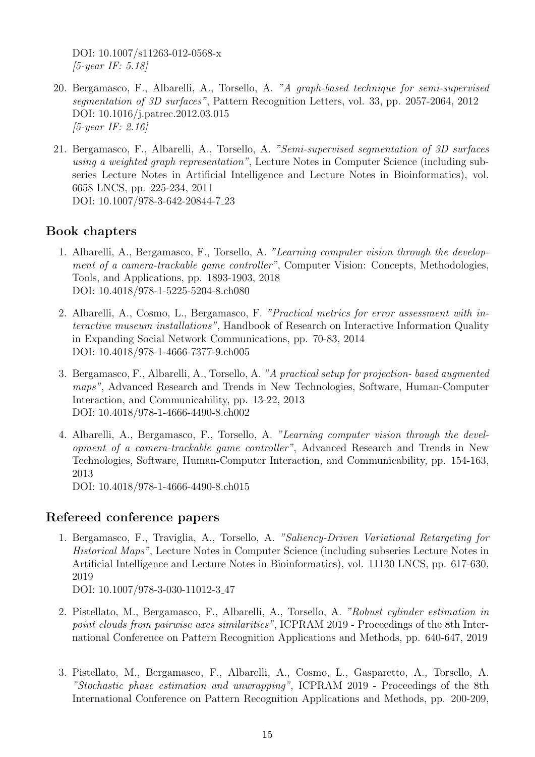DOI: 10.1007/s11263-012-0568-x
*[5-year IF: 5.18]*

20. Bergamasco, F., Albarelli, A., Torsello, A. *"A graph-based technique for semi-supervised segmentation of 3D surfaces"*, Pattern Recognition Letters, vol. 33, pp. 2057-2064, 2012
DOI: 10.1016/j.patrec.2012.03.015
*[5-year IF: 2.16]*

21. Bergamasco, F., Albarelli, A., Torsello, A. *"Semi-supervised segmentation of 3D surfaces using a weighted graph representation"*, Lecture Notes in Computer Science (including subseries Lecture Notes in Artificial Intelligence and Lecture Notes in Bioinformatics), vol. 6658 LNCS, pp. 225-234, 2011
DOI: 10.1007/978-3-642-20844-7_23

## Book chapters

1. Albarelli, A., Bergamasco, F., Torsello, A. *"Learning computer vision through the development of a camera-trackable game controller"*, Computer Vision: Concepts, Methodologies, Tools, and Applications, pp. 1893-1903, 2018
DOI: 10.4018/978-1-5225-5204-8.ch080

2. Albarelli, A., Cosmo, L., Bergamasco, F. *"Practical metrics for error assessment with interactive museum installations"*, Handbook of Research on Interactive Information Quality in Expanding Social Network Communications, pp. 70-83, 2014
DOI: 10.4018/978-1-4666-7377-9.ch005

3. Bergamasco, F., Albarelli, A., Torsello, A. *"A practical setup for projection- based augmented maps"*, Advanced Research and Trends in New Technologies, Software, Human-Computer Interaction, and Communicability, pp. 13-22, 2013
DOI: 10.4018/978-1-4666-4490-8.ch002

4. Albarelli, A., Bergamasco, F., Torsello, A. *"Learning computer vision through the development of a camera-trackable game controller"*, Advanced Research and Trends in New Technologies, Software, Human-Computer Interaction, and Communicability, pp. 154-163, 2013
DOI: 10.4018/978-1-4666-4490-8.ch015

## Refereed conference papers

1. Bergamasco, F., Traviglia, A., Torsello, A. *"Saliency-Driven Variational Retargeting for Historical Maps"*, Lecture Notes in Computer Science (including subseries Lecture Notes in Artificial Intelligence and Lecture Notes in Bioinformatics), vol. 11130 LNCS, pp. 617-630, 2019
DOI: 10.1007/978-3-030-11012-3_47

2. Pistellato, M., Bergamasco, F., Albarelli, A., Torsello, A. *"Robust cylinder estimation in point clouds from pairwise axes similarities"*, ICPRAM 2019 - Proceedings of the 8th International Conference on Pattern Recognition Applications and Methods, pp. 640-647, 2019

3. Pistellato, M., Bergamasco, F., Albarelli, A., Cosmo, L., Gasparetto, A., Torsello, A. *"Stochastic phase estimation and unwrapping"*, ICPRAM 2019 - Proceedings of the 8th International Conference on Pattern Recognition Applications and Methods, pp. 200-209,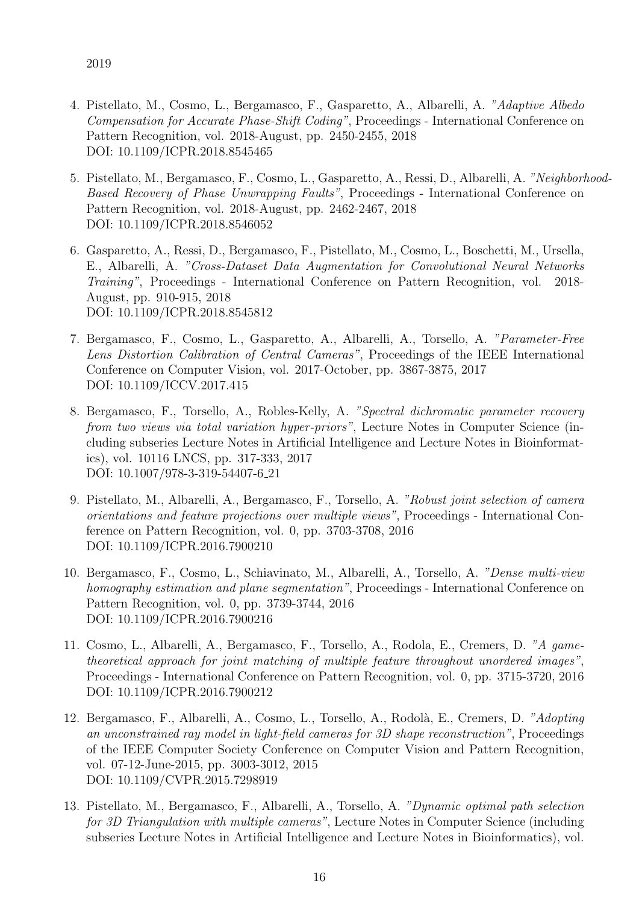2019

4. Pistellato, M., Cosmo, L., Bergamasco, F., Gasparetto, A., Albarelli, A. *"Adaptive Albedo Compensation for Accurate Phase-Shift Coding"*, Proceedings - International Conference on Pattern Recognition, vol. 2018-August, pp. 2450-2455, 2018
DOI: 10.1109/ICPR.2018.8545465

5. Pistellato, M., Bergamasco, F., Cosmo, L., Gasparetto, A., Ressi, D., Albarelli, A. *"Neighborhood-Based Recovery of Phase Unwrapping Faults"*, Proceedings - International Conference on Pattern Recognition, vol. 2018-August, pp. 2462-2467, 2018
DOI: 10.1109/ICPR.2018.8546052

6. Gasparetto, A., Ressi, D., Bergamasco, F., Pistellato, M., Cosmo, L., Boschetti, M., Ursella, E., Albarelli, A. *"Cross-Dataset Data Augmentation for Convolutional Neural Networks Training"*, Proceedings - International Conference on Pattern Recognition, vol. 2018-August, pp. 910-915, 2018
DOI: 10.1109/ICPR.2018.8545812

7. Bergamasco, F., Cosmo, L., Gasparetto, A., Albarelli, A., Torsello, A. *"Parameter-Free Lens Distortion Calibration of Central Cameras"*, Proceedings of the IEEE International Conference on Computer Vision, vol. 2017-October, pp. 3867-3875, 2017
DOI: 10.1109/ICCV.2017.415

8. Bergamasco, F., Torsello, A., Robles-Kelly, A. *"Spectral dichromatic parameter recovery from two views via total variation hyper-priors"*, Lecture Notes in Computer Science (including subseries Lecture Notes in Artificial Intelligence and Lecture Notes in Bioinformatics), vol. 10116 LNCS, pp. 317-333, 2017
DOI: 10.1007/978-3-319-54407-6_21

9. Pistellato, M., Albarelli, A., Bergamasco, F., Torsello, A. *"Robust joint selection of camera orientations and feature projections over multiple views"*, Proceedings - International Conference on Pattern Recognition, vol. 0, pp. 3703-3708, 2016
DOI: 10.1109/ICPR.2016.7900210

10. Bergamasco, F., Cosmo, L., Schiavinato, M., Albarelli, A., Torsello, A. *"Dense multi-view homography estimation and plane segmentation"*, Proceedings - International Conference on Pattern Recognition, vol. 0, pp. 3739-3744, 2016
DOI: 10.1109/ICPR.2016.7900216

11. Cosmo, L., Albarelli, A., Bergamasco, F., Torsello, A., Rodola, E., Cremers, D. *"A game-theoretical approach for joint matching of multiple feature throughout unordered images"*, Proceedings - International Conference on Pattern Recognition, vol. 0, pp. 3715-3720, 2016
DOI: 10.1109/ICPR.2016.7900212

12. Bergamasco, F., Albarelli, A., Cosmo, L., Torsello, A., Rodolà, E., Cremers, D. *"Adopting an unconstrained ray model in light-field cameras for 3D shape reconstruction"*, Proceedings of the IEEE Computer Society Conference on Computer Vision and Pattern Recognition, vol. 07-12-June-2015, pp. 3003-3012, 2015
DOI: 10.1109/CVPR.2015.7298919

13. Pistellato, M., Bergamasco, F., Albarelli, A., Torsello, A. *"Dynamic optimal path selection for 3D Triangulation with multiple cameras"*, Lecture Notes in Computer Science (including subseries Lecture Notes in Artificial Intelligence and Lecture Notes in Bioinformatics), vol.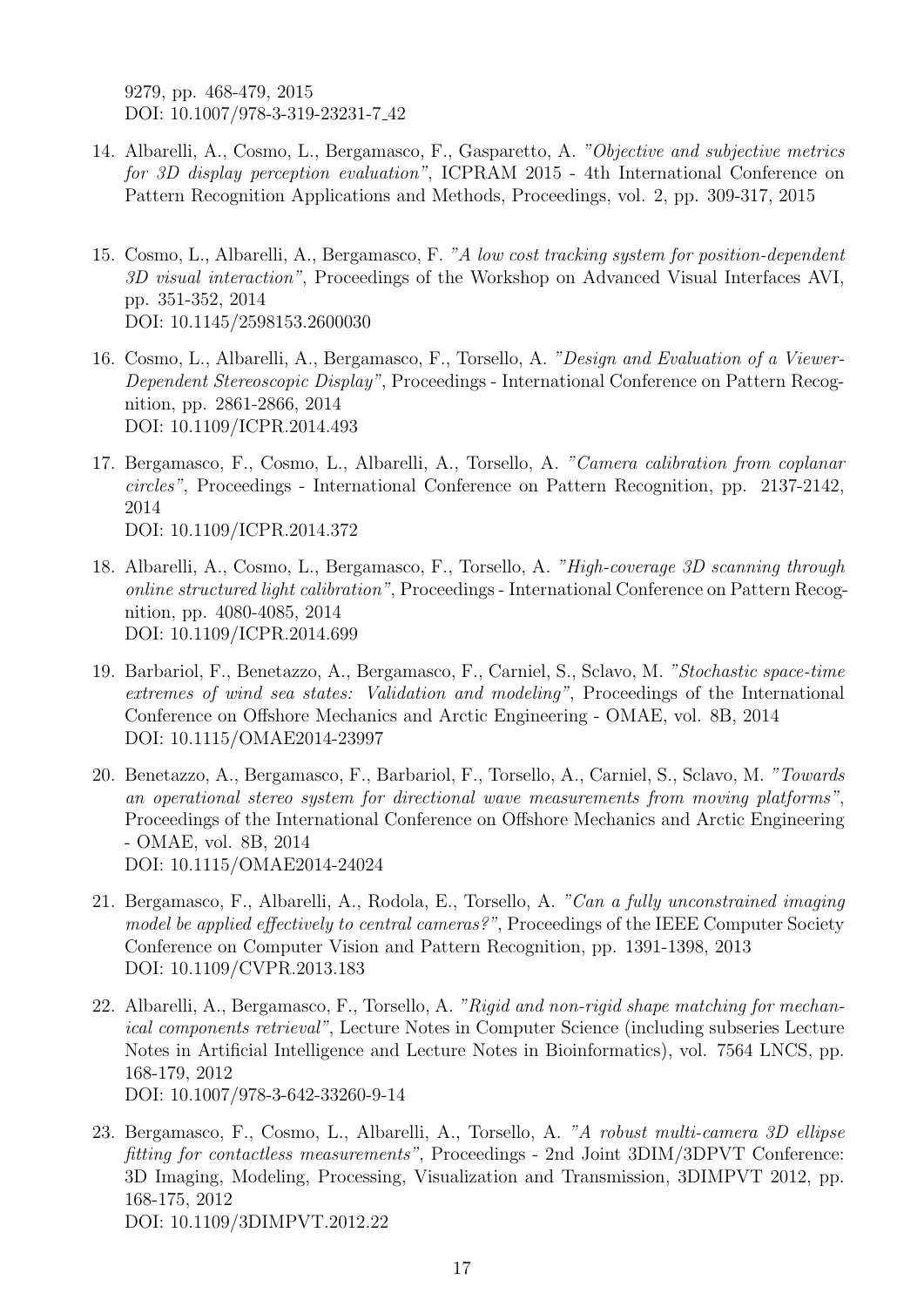9279, pp. 468-479, 2015
DOI: 10.1007/978-3-319-23231-7_42

14. Albarelli, A., Cosmo, L., Bergamasco, F., Gasparetto, A. *"Objective and subjective metrics for 3D display perception evaluation"*, ICPRAM 2015 - 4th International Conference on Pattern Recognition Applications and Methods, Proceedings, vol. 2, pp. 309-317, 2015

15. Cosmo, L., Albarelli, A., Bergamasco, F. *"A low cost tracking system for position-dependent 3D visual interaction"*, Proceedings of the Workshop on Advanced Visual Interfaces AVI, pp. 351-352, 2014
DOI: 10.1145/2598153.2600030

16. Cosmo, L., Albarelli, A., Bergamasco, F., Torsello, A. *"Design and Evaluation of a Viewer-Dependent Stereoscopic Display"*, Proceedings - International Conference on Pattern Recognition, pp. 2861-2866, 2014
DOI: 10.1109/ICPR.2014.493

17. Bergamasco, F., Cosmo, L., Albarelli, A., Torsello, A. *"Camera calibration from coplanar circles"*, Proceedings - International Conference on Pattern Recognition, pp. 2137-2142, 2014
DOI: 10.1109/ICPR.2014.372

18. Albarelli, A., Cosmo, L., Bergamasco, F., Torsello, A. *"High-coverage 3D scanning through online structured light calibration"*, Proceedings - International Conference on Pattern Recognition, pp. 4080-4085, 2014
DOI: 10.1109/ICPR.2014.699

19. Barbariol, F., Benetazzo, A., Bergamasco, F., Carniel, S., Sclavo, M. *"Stochastic space-time extremes of wind sea states: Validation and modeling"*, Proceedings of the International Conference on Offshore Mechanics and Arctic Engineering - OMAE, vol. 8B, 2014
DOI: 10.1115/OMAE2014-23997

20. Benetazzo, A., Bergamasco, F., Barbariol, F., Torsello, A., Carniel, S., Sclavo, M. *"Towards an operational stereo system for directional wave measurements from moving platforms"*, Proceedings of the International Conference on Offshore Mechanics and Arctic Engineering - OMAE, vol. 8B, 2014
DOI: 10.1115/OMAE2014-24024

21. Bergamasco, F., Albarelli, A., Rodola, E., Torsello, A. *"Can a fully unconstrained imaging model be applied effectively to central cameras?"*, Proceedings of the IEEE Computer Society Conference on Computer Vision and Pattern Recognition, pp. 1391-1398, 2013
DOI: 10.1109/CVPR.2013.183

22. Albarelli, A., Bergamasco, F., Torsello, A. *"Rigid and non-rigid shape matching for mechanical components retrieval"*, Lecture Notes in Computer Science (including subseries Lecture Notes in Artificial Intelligence and Lecture Notes in Bioinformatics), vol. 7564 LNCS, pp. 168-179, 2012
DOI: 10.1007/978-3-642-33260-9-14

23. Bergamasco, F., Cosmo, L., Albarelli, A., Torsello, A. *"A robust multi-camera 3D ellipse fitting for contactless measurements"*, Proceedings - 2nd Joint 3DIM/3DPVT Conference: 3D Imaging, Modeling, Processing, Visualization and Transmission, 3DIMPVT 2012, pp. 168-175, 2012
DOI: 10.1109/3DIMPVT.2012.22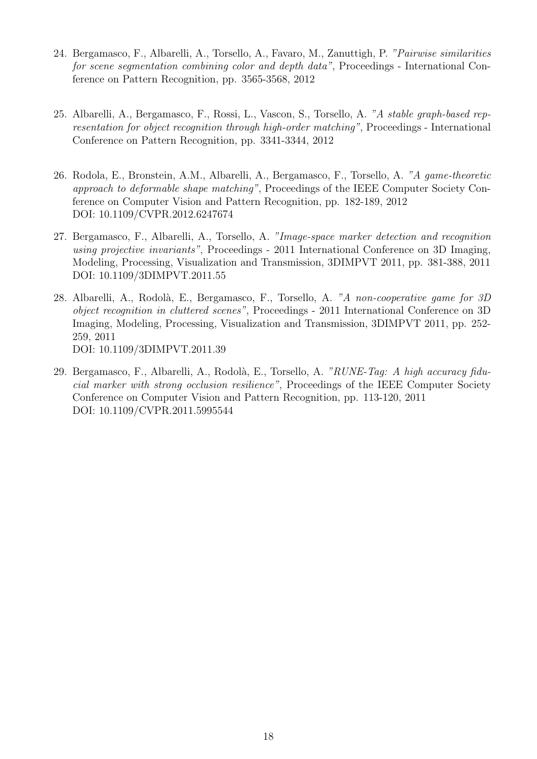24. Bergamasco, F., Albarelli, A., Torsello, A., Favaro, M., Zanuttigh, P. *"Pairwise similarities for scene segmentation combining color and depth data"*, Proceedings - International Conference on Pattern Recognition, pp. 3565-3568, 2012

25. Albarelli, A., Bergamasco, F., Rossi, L., Vascon, S., Torsello, A. *"A stable graph-based representation for object recognition through high-order matching"*, Proceedings - International Conference on Pattern Recognition, pp. 3341-3344, 2012

26. Rodola, E., Bronstein, A.M., Albarelli, A., Bergamasco, F., Torsello, A. *"A game-theoretic approach to deformable shape matching"*, Proceedings of the IEEE Computer Society Conference on Computer Vision and Pattern Recognition, pp. 182-189, 2012
    DOI: 10.1109/CVPR.2012.6247674

27. Bergamasco, F., Albarelli, A., Torsello, A. *"Image-space marker detection and recognition using projective invariants"*, Proceedings - 2011 International Conference on 3D Imaging, Modeling, Processing, Visualization and Transmission, 3DIMPVT 2011, pp. 381-388, 2011
    DOI: 10.1109/3DIMPVT.2011.55

28. Albarelli, A., Rodolà, E., Bergamasco, F., Torsello, A. *"A non-cooperative game for 3D object recognition in cluttered scenes"*, Proceedings - 2011 International Conference on 3D Imaging, Modeling, Processing, Visualization and Transmission, 3DIMPVT 2011, pp. 252-259, 2011
    DOI: 10.1109/3DIMPVT.2011.39

29. Bergamasco, F., Albarelli, A., Rodolà, E., Torsello, A. *"RUNE-Tag: A high accuracy fiducial marker with strong occlusion resilience"*, Proceedings of the IEEE Computer Society Conference on Computer Vision and Pattern Recognition, pp. 113-120, 2011
    DOI: 10.1109/CVPR.2011.5995544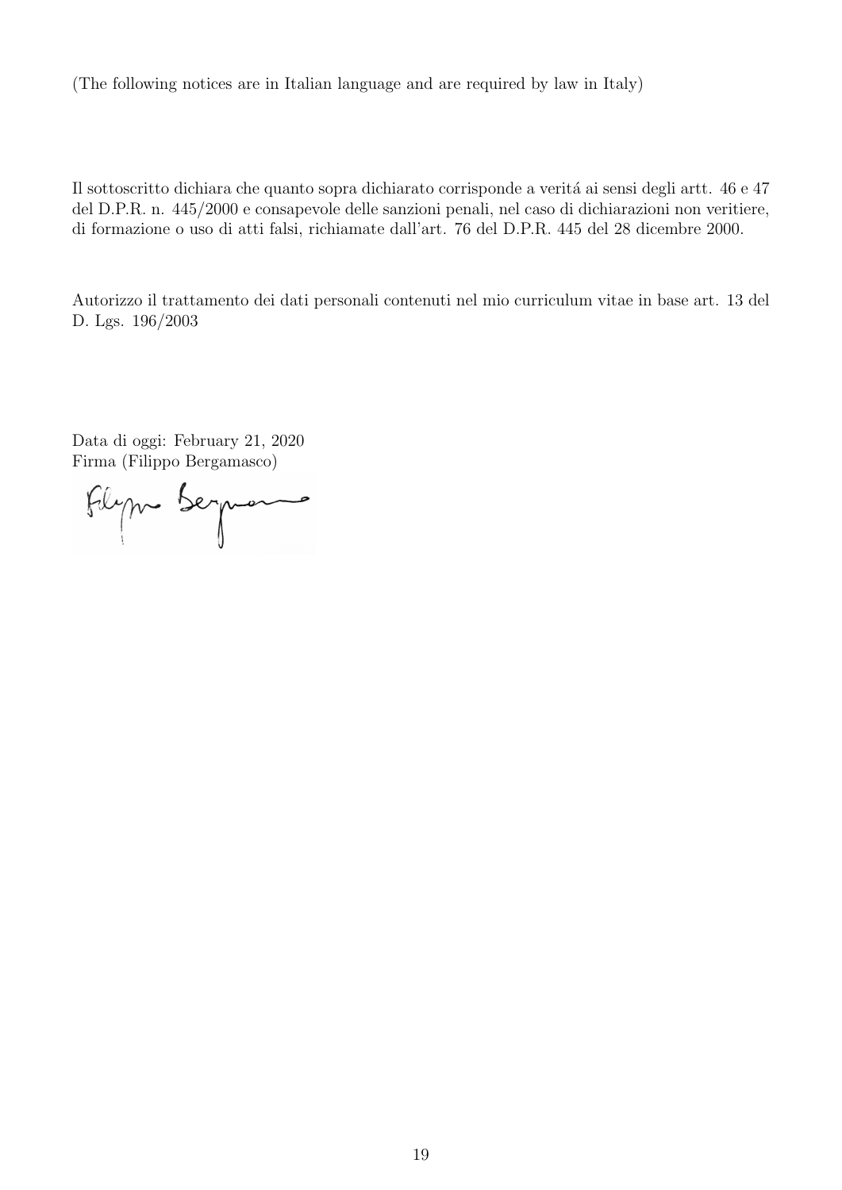(The following notices are in Italian language and are required by law in Italy)

Il sottoscritto dichiara che quanto sopra dichiarato corrisponde a veritá ai sensi degli artt. 46 e 47 del D.P.R. n. 445/2000 e consapevole delle sanzioni penali, nel caso di dichiarazioni non veritiere, di formazione o uso di atti falsi, richiamate dall'art. 76 del D.P.R. 445 del 28 dicembre 2000.

Autorizzo il trattamento dei dati personali contenuti nel mio curriculum vitae in base art. 13 del D. Lgs. 196/2003

Data di oggi: February 21, 2020
Firma (Filippo Bergamasco)